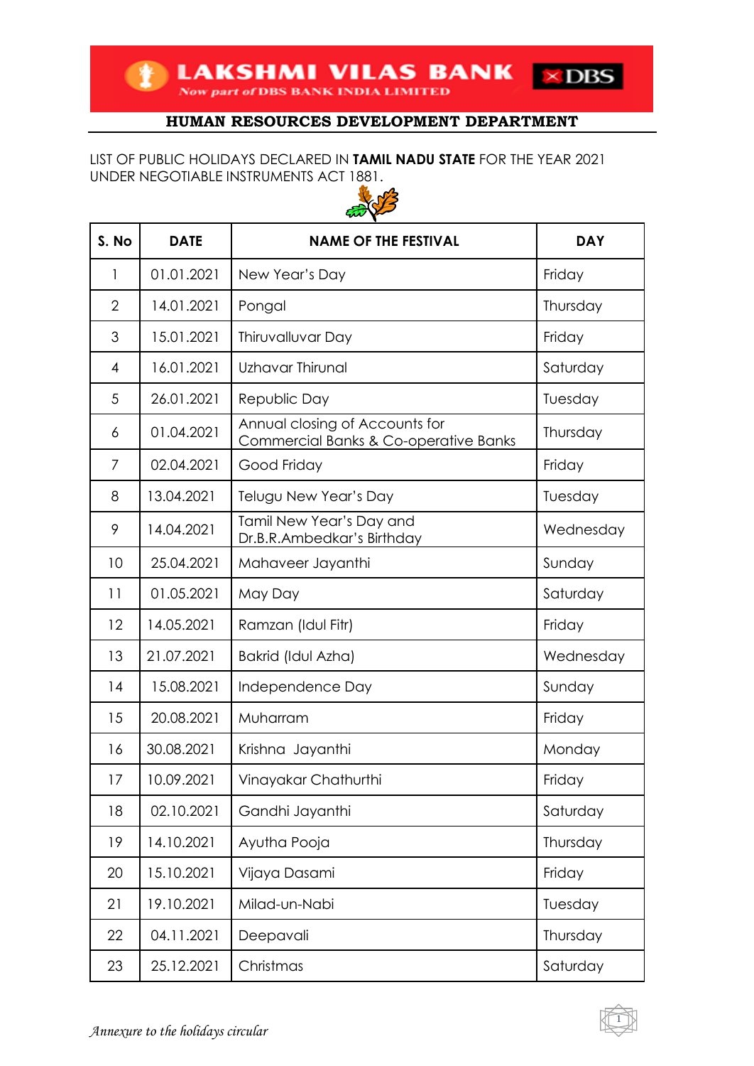**LAKSHMI VILAS BANK** *Now part of* **DBS BANK INDIA LIMITED**

## HUMAN RESOURCES DEVELOPMENT DEPARTMENT

LIST OF PUBLIC HOLIDAYS DECLARED IN **TAMIL NADU STATE** FOR THE YEAR 2021 UNDER NEGOTIABLE INSTRUMENTS ACT 1881.

| S. No | DATE | NAME OF THE FESTIVAL | DAY |
|---|---|---|---|
| 1 | 01.01.2021 | New Year's Day | Friday |
| 2 | 14.01.2021 | Pongal | Thursday |
| 3 | 15.01.2021 | Thiruvalluvar Day | Friday |
| 4 | 16.01.2021 | Uzhavar Thirunal | Saturday |
| 5 | 26.01.2021 | Republic Day | Tuesday |
| 6 | 01.04.2021 | Annual closing of Accounts for Commercial Banks & Co-operative Banks | Thursday |
| 7 | 02.04.2021 | Good Friday | Friday |
| 8 | 13.04.2021 | Telugu New Year's Day | Tuesday |
| 9 | 14.04.2021 | Tamil New Year's Day and Dr.B.R.Ambedkar's Birthday | Wednesday |
| 10 | 25.04.2021 | Mahaveer Jayanthi | Sunday |
| 11 | 01.05.2021 | May Day | Saturday |
| 12 | 14.05.2021 | Ramzan (Idul Fitr) | Friday |
| 13 | 21.07.2021 | Bakrid (Idul Azha) | Wednesday |
| 14 | 15.08.2021 | Independence Day | Sunday |
| 15 | 20.08.2021 | Muharram | Friday |
| 16 | 30.08.2021 | Krishna Jayanthi | Monday |
| 17 | 10.09.2021 | Vinayakar Chathurthi | Friday |
| 18 | 02.10.2021 | Gandhi Jayanthi | Saturday |
| 19 | 14.10.2021 | Ayutha Pooja | Thursday |
| 20 | 15.10.2021 | Vijaya Dasami | Friday |
| 21 | 19.10.2021 | Milad-un-Nabi | Tuesday |
| 22 | 04.11.2021 | Deepavali | Thursday |
| 23 | 25.12.2021 | Christmas | Saturday |

*Annexure to the holidays circular*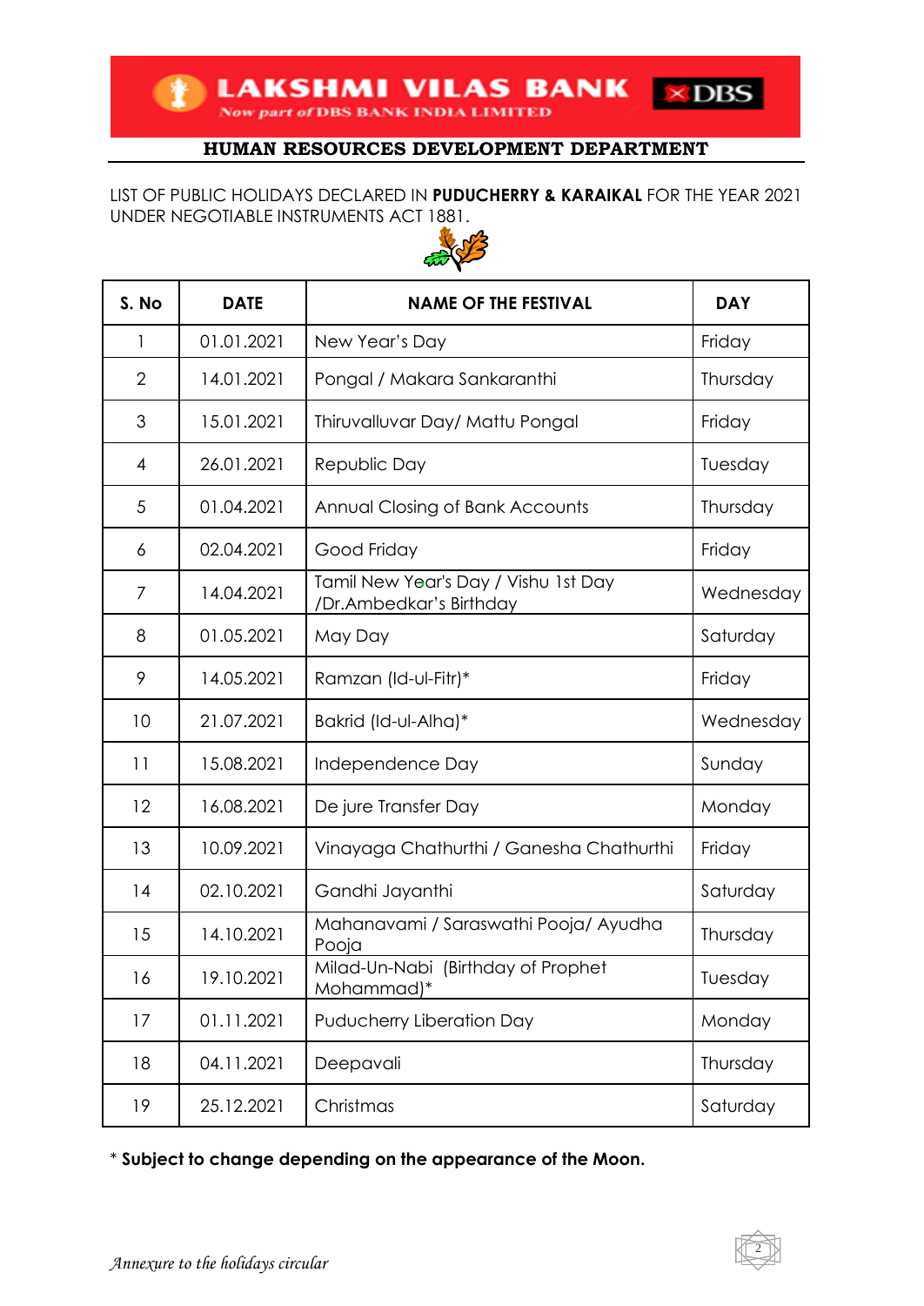**LAKSHMI VILAS BANK**
*Now part of DBS BANK INDIA LIMITED*

## HUMAN RESOURCES DEVELOPMENT DEPARTMENT

LIST OF PUBLIC HOLIDAYS DECLARED IN **PUDUCHERRY & KARAIKAL** FOR THE YEAR 2021 UNDER NEGOTIABLE INSTRUMENTS ACT 1881.

| S. No | DATE | NAME OF THE FESTIVAL | DAY |
|---|---|---|---|
| 1 | 01.01.2021 | New Year's Day | Friday |
| 2 | 14.01.2021 | Pongal / Makara Sankaranthi | Thursday |
| 3 | 15.01.2021 | Thiruvalluvar Day/ Mattu Pongal | Friday |
| 4 | 26.01.2021 | Republic Day | Tuesday |
| 5 | 01.04.2021 | Annual Closing of Bank Accounts | Thursday |
| 6 | 02.04.2021 | Good Friday | Friday |
| 7 | 14.04.2021 | Tamil New Year's Day / Vishu 1st Day /Dr.Ambedkar's Birthday | Wednesday |
| 8 | 01.05.2021 | May Day | Saturday |
| 9 | 14.05.2021 | Ramzan (Id-ul-Fitr)* | Friday |
| 10 | 21.07.2021 | Bakrid (Id-ul-Alha)* | Wednesday |
| 11 | 15.08.2021 | Independence Day | Sunday |
| 12 | 16.08.2021 | De jure Transfer Day | Monday |
| 13 | 10.09.2021 | Vinayaga Chathurthi / Ganesha Chathurthi | Friday |
| 14 | 02.10.2021 | Gandhi Jayanthi | Saturday |
| 15 | 14.10.2021 | Mahanavami / Saraswathi Pooja/ Ayudha Pooja | Thursday |
| 16 | 19.10.2021 | Milad-Un-Nabi (Birthday of Prophet Mohammad)* | Tuesday |
| 17 | 01.11.2021 | Puducherry Liberation Day | Monday |
| 18 | 04.11.2021 | Deepavali | Thursday |
| 19 | 25.12.2021 | Christmas | Saturday |

* **Subject to change depending on the appearance of the Moon.**

*Annexure to the holidays circular*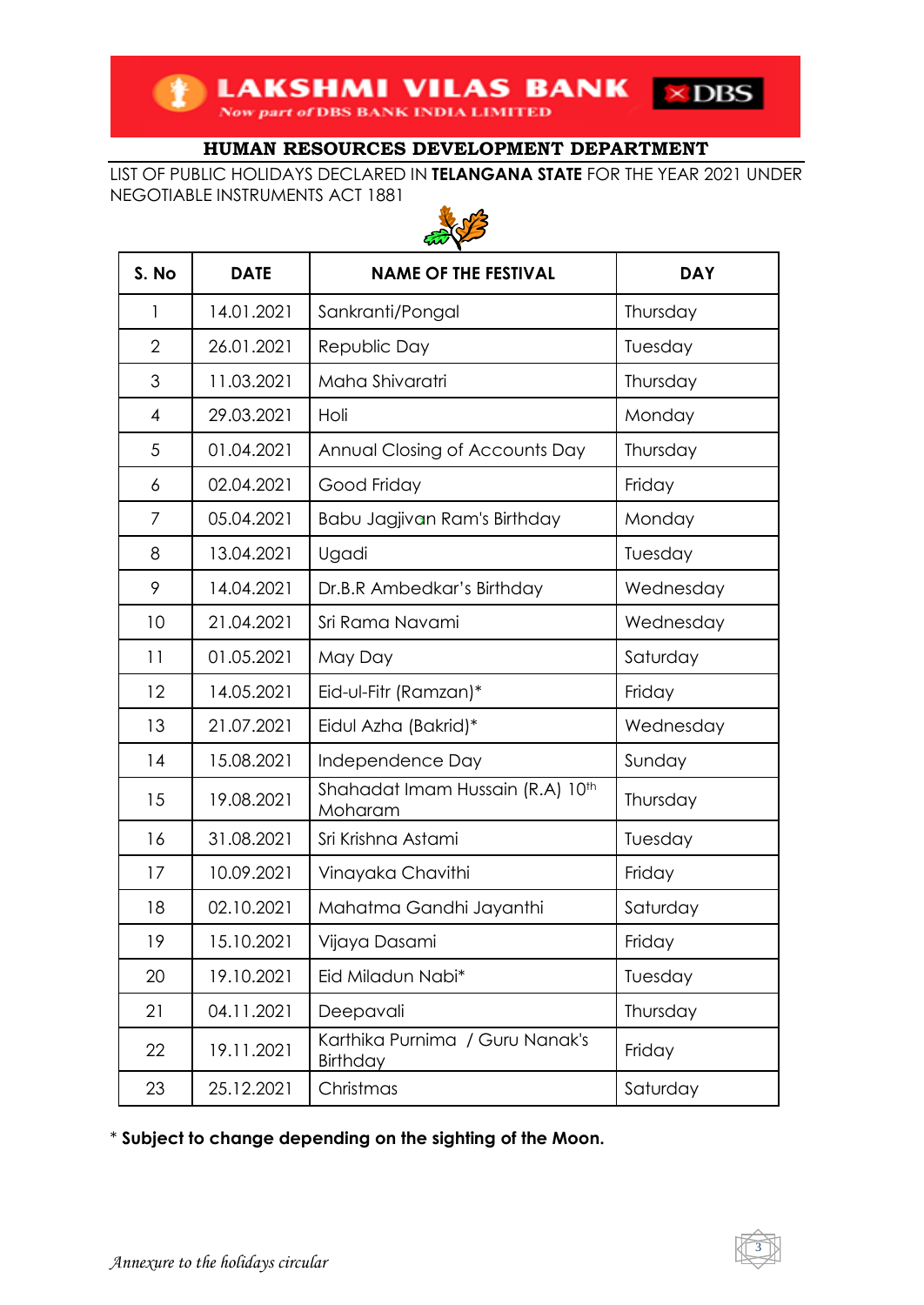**LAKSHMI VILAS BANK**
*Now part of* DBS BANK INDIA LIMITED

## HUMAN RESOURCES DEVELOPMENT DEPARTMENT

LIST OF PUBLIC HOLIDAYS DECLARED IN **TELANGANA STATE** FOR THE YEAR 2021 UNDER NEGOTIABLE INSTRUMENTS ACT 1881

| S. No | DATE | NAME OF THE FESTIVAL | DAY |
|---|---|---|---|
| 1 | 14.01.2021 | Sankranti/Pongal | Thursday |
| 2 | 26.01.2021 | Republic Day | Tuesday |
| 3 | 11.03.2021 | Maha Shivaratri | Thursday |
| 4 | 29.03.2021 | Holi | Monday |
| 5 | 01.04.2021 | Annual Closing of Accounts Day | Thursday |
| 6 | 02.04.2021 | Good Friday | Friday |
| 7 | 05.04.2021 | Babu Jagjivan Ram's Birthday | Monday |
| 8 | 13.04.2021 | Ugadi | Tuesday |
| 9 | 14.04.2021 | Dr.B.R Ambedkar's Birthday | Wednesday |
| 10 | 21.04.2021 | Sri Rama Navami | Wednesday |
| 11 | 01.05.2021 | May Day | Saturday |
| 12 | 14.05.2021 | Eid-ul-Fitr (Ramzan)* | Friday |
| 13 | 21.07.2021 | Eidul Azha (Bakrid)* | Wednesday |
| 14 | 15.08.2021 | Independence Day | Sunday |
| 15 | 19.08.2021 | Shahadat Imam Hussain (R.A) 10th Moharam | Thursday |
| 16 | 31.08.2021 | Sri Krishna Astami | Tuesday |
| 17 | 10.09.2021 | Vinayaka Chavithi | Friday |
| 18 | 02.10.2021 | Mahatma Gandhi Jayanthi | Saturday |
| 19 | 15.10.2021 | Vijaya Dasami | Friday |
| 20 | 19.10.2021 | Eid Miladun Nabi* | Tuesday |
| 21 | 04.11.2021 | Deepavali | Thursday |
| 22 | 19.11.2021 | Karthika Purnima / Guru Nanak's Birthday | Friday |
| 23 | 25.12.2021 | Christmas | Saturday |

**\* Subject to change depending on the sighting of the Moon.**

*Annexure to the holidays circular*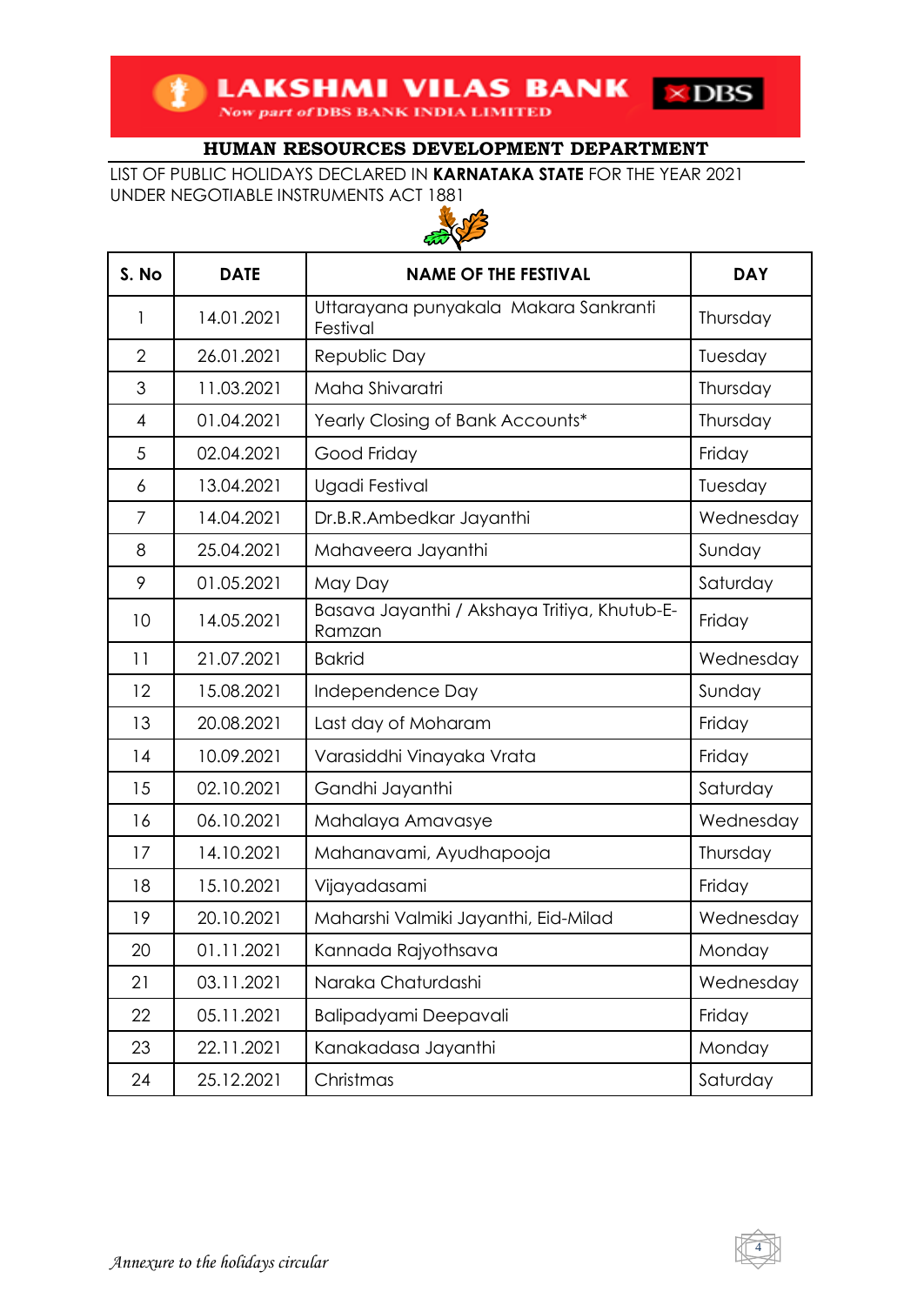# LAKSHMI VILAS BANK

*Now part of* DBS BANK INDIA LIMITED

## HUMAN RESOURCES DEVELOPMENT DEPARTMENT

LIST OF PUBLIC HOLIDAYS DECLARED IN **KARNATAKA STATE** FOR THE YEAR 2021 UNDER NEGOTIABLE INSTRUMENTS ACT 1881

| S. No | DATE | NAME OF THE FESTIVAL | DAY |
|---|---|---|---|
| 1 | 14.01.2021 | Uttarayana punyakala Makara Sankranti Festival | Thursday |
| 2 | 26.01.2021 | Republic Day | Tuesday |
| 3 | 11.03.2021 | Maha Shivaratri | Thursday |
| 4 | 01.04.2021 | Yearly Closing of Bank Accounts* | Thursday |
| 5 | 02.04.2021 | Good Friday | Friday |
| 6 | 13.04.2021 | Ugadi Festival | Tuesday |
| 7 | 14.04.2021 | Dr.B.R.Ambedkar Jayanthi | Wednesday |
| 8 | 25.04.2021 | Mahaveera Jayanthi | Sunday |
| 9 | 01.05.2021 | May Day | Saturday |
| 10 | 14.05.2021 | Basava Jayanthi / Akshaya Tritiya, Khutub-E-Ramzan | Friday |
| 11 | 21.07.2021 | Bakrid | Wednesday |
| 12 | 15.08.2021 | Independence Day | Sunday |
| 13 | 20.08.2021 | Last day of Moharam | Friday |
| 14 | 10.09.2021 | Varasiddhi Vinayaka Vrata | Friday |
| 15 | 02.10.2021 | Gandhi Jayanthi | Saturday |
| 16 | 06.10.2021 | Mahalaya Amavasye | Wednesday |
| 17 | 14.10.2021 | Mahanavami, Ayudhapooja | Thursday |
| 18 | 15.10.2021 | Vijayadasami | Friday |
| 19 | 20.10.2021 | Maharshi Valmiki Jayanthi, Eid-Milad | Wednesday |
| 20 | 01.11.2021 | Kannada Rajyothsava | Monday |
| 21 | 03.11.2021 | Naraka Chaturdashi | Wednesday |
| 22 | 05.11.2021 | Balipadyami Deepavali | Friday |
| 23 | 22.11.2021 | Kanakadasa Jayanthi | Monday |
| 24 | 25.12.2021 | Christmas | Saturday |

*Annexure to the holidays circular*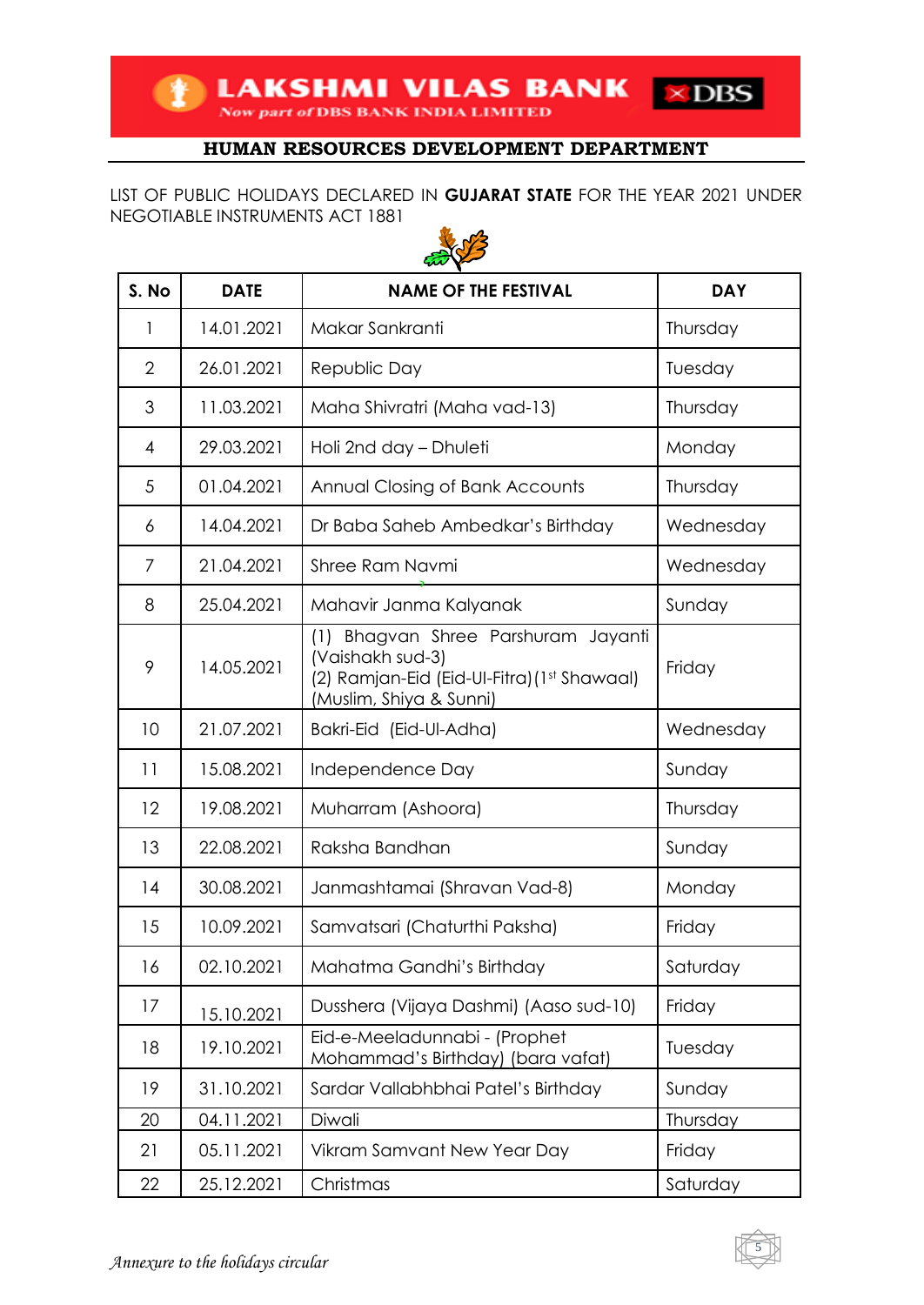**LAKSHMI VILAS BANK** *Now part of DBS BANK INDIA LIMITED*

## HUMAN RESOURCES DEVELOPMENT DEPARTMENT

LIST OF PUBLIC HOLIDAYS DECLARED IN **GUJARAT STATE** FOR THE YEAR 2021 UNDER NEGOTIABLE INSTRUMENTS ACT 1881

| S. No | DATE | NAME OF THE FESTIVAL | DAY |
|---|---|---|---|
| 1 | 14.01.2021 | Makar Sankranti | Thursday |
| 2 | 26.01.2021 | Republic Day | Tuesday |
| 3 | 11.03.2021 | Maha Shivratri (Maha vad-13) | Thursday |
| 4 | 29.03.2021 | Holi 2nd day – Dhuleti | Monday |
| 5 | 01.04.2021 | Annual Closing of Bank Accounts | Thursday |
| 6 | 14.04.2021 | Dr Baba Saheb Ambedkar's Birthday | Wednesday |
| 7 | 21.04.2021 | Shree Ram Navmi | Wednesday |
| 8 | 25.04.2021 | Mahavir Janma Kalyanak | Sunday |
| 9 | 14.05.2021 | (1) Bhagvan Shree Parshuram Jayanti (Vaishakh sud-3) (2) Ramjan-Eid (Eid-Ul-Fitra) (1st Shawaal) (Muslim, Shiya & Sunni) | Friday |
| 10 | 21.07.2021 | Bakri-Eid (Eid-Ul-Adha) | Wednesday |
| 11 | 15.08.2021 | Independence Day | Sunday |
| 12 | 19.08.2021 | Muharram (Ashoora) | Thursday |
| 13 | 22.08.2021 | Raksha Bandhan | Sunday |
| 14 | 30.08.2021 | Janmashtamai (Shravan Vad-8) | Monday |
| 15 | 10.09.2021 | Samvatsari (Chaturthi Paksha) | Friday |
| 16 | 02.10.2021 | Mahatma Gandhi's Birthday | Saturday |
| 17 | 15.10.2021 | Dusshera (Vijaya Dashmi) (Aaso sud-10) | Friday |
| 18 | 19.10.2021 | Eid-e-Meeladunnabi - (Prophet Mohammad's Birthday) (bara vafat) | Tuesday |
| 19 | 31.10.2021 | Sardar Vallabhbhai Patel's Birthday | Sunday |
| 20 | 04.11.2021 | Diwali | Thursday |
| 21 | 05.11.2021 | Vikram Samvant New Year Day | Friday |
| 22 | 25.12.2021 | Christmas | Saturday |

*Annexure to the holidays circular*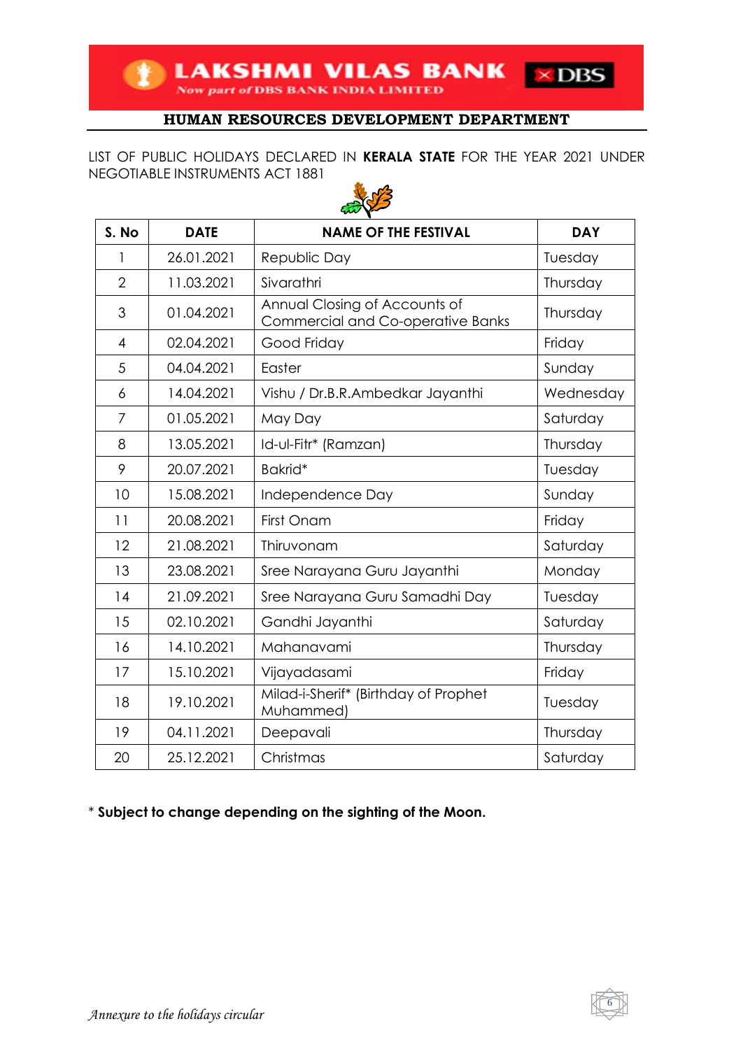**HUMAN RESOURCES DEVELOPMENT DEPARTMENT**

LIST OF PUBLIC HOLIDAYS DECLARED IN **KERALA STATE** FOR THE YEAR 2021 UNDER NEGOTIABLE INSTRUMENTS ACT 1881

| S. No | DATE | NAME OF THE FESTIVAL | DAY |
|---|---|---|---|
| 1 | 26.01.2021 | Republic Day | Tuesday |
| 2 | 11.03.2021 | Sivarathri | Thursday |
| 3 | 01.04.2021 | Annual Closing of Accounts of Commercial and Co-operative Banks | Thursday |
| 4 | 02.04.2021 | Good Friday | Friday |
| 5 | 04.04.2021 | Easter | Sunday |
| 6 | 14.04.2021 | Vishu / Dr.B.R.Ambedkar Jayanthi | Wednesday |
| 7 | 01.05.2021 | May Day | Saturday |
| 8 | 13.05.2021 | Id-ul-Fitr* (Ramzan) | Thursday |
| 9 | 20.07.2021 | Bakrid* | Tuesday |
| 10 | 15.08.2021 | Independence Day | Sunday |
| 11 | 20.08.2021 | First Onam | Friday |
| 12 | 21.08.2021 | Thiruvonam | Saturday |
| 13 | 23.08.2021 | Sree Narayana Guru Jayanthi | Monday |
| 14 | 21.09.2021 | Sree Narayana Guru Samadhi Day | Tuesday |
| 15 | 02.10.2021 | Gandhi Jayanthi | Saturday |
| 16 | 14.10.2021 | Mahanavami | Thursday |
| 17 | 15.10.2021 | Vijayadasami | Friday |
| 18 | 19.10.2021 | Milad-i-Sherif* (Birthday of Prophet Muhammed) | Tuesday |
| 19 | 04.11.2021 | Deepavali | Thursday |
| 20 | 25.12.2021 | Christmas | Saturday |

\* **Subject to change depending on the sighting of the Moon.**

*Annexure to the holidays circular*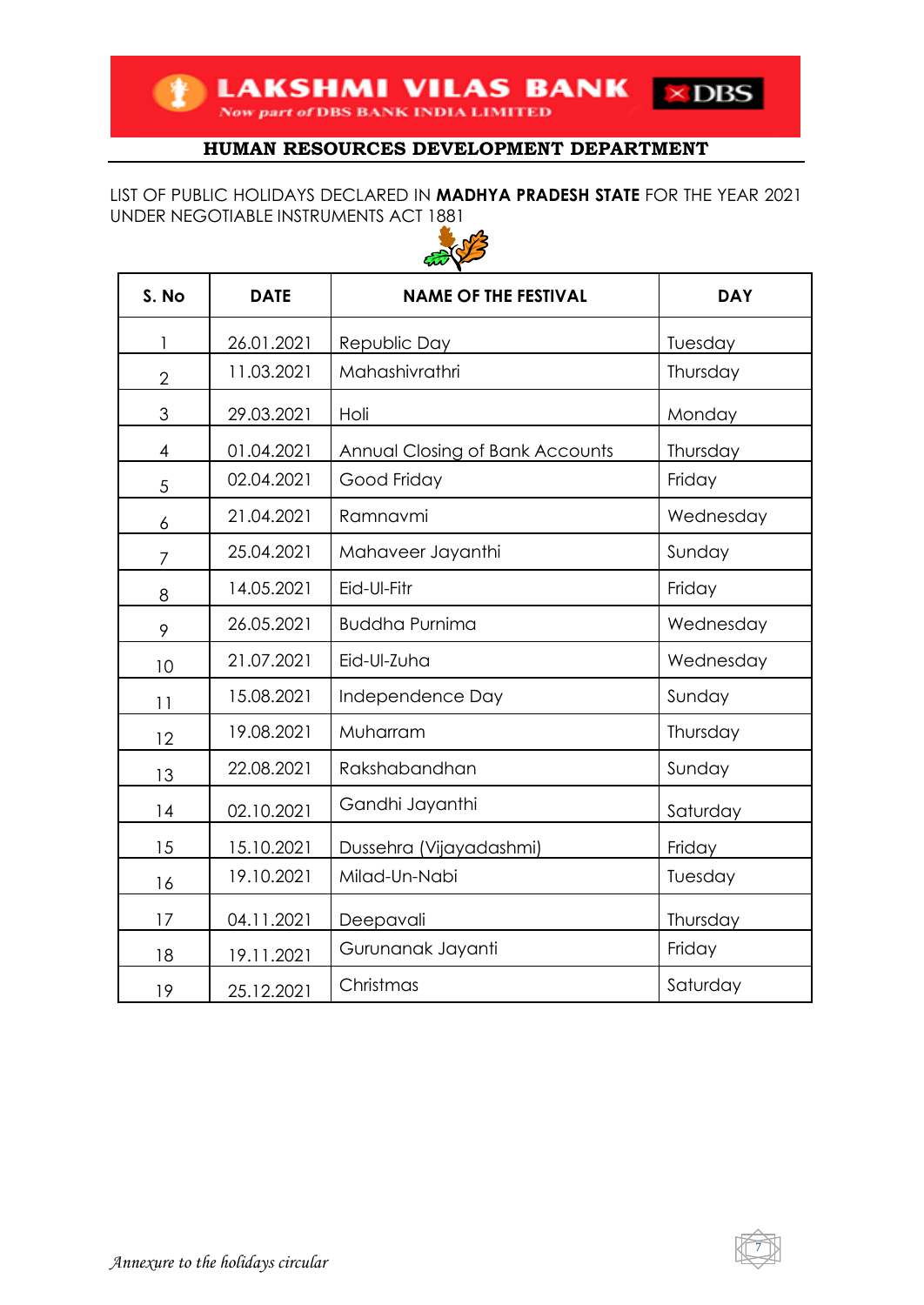# LAKSHMI VILAS BANK

Now part of DBS BANK INDIA LIMITED

**HUMAN RESOURCES DEVELOPMENT DEPARTMENT**

LIST OF PUBLIC HOLIDAYS DECLARED IN **MADHYA PRADESH STATE** FOR THE YEAR 2021 UNDER NEGOTIABLE INSTRUMENTS ACT 1881

| S. No | DATE | NAME OF THE FESTIVAL | DAY |
|---|---|---|---|
| 1 | 26.01.2021 | Republic Day | Tuesday |
| 2 | 11.03.2021 | Mahashivrathri | Thursday |
| 3 | 29.03.2021 | Holi | Monday |
| 4 | 01.04.2021 | Annual Closing of Bank Accounts | Thursday |
| 5 | 02.04.2021 | Good Friday | Friday |
| 6 | 21.04.2021 | Ramnavmi | Wednesday |
| 7 | 25.04.2021 | Mahaveer Jayanthi | Sunday |
| 8 | 14.05.2021 | Eid-Ul-Fitr | Friday |
| 9 | 26.05.2021 | Buddha Purnima | Wednesday |
| 10 | 21.07.2021 | Eid-Ul-Zuha | Wednesday |
| 11 | 15.08.2021 | Independence Day | Sunday |
| 12 | 19.08.2021 | Muharram | Thursday |
| 13 | 22.08.2021 | Rakshabandhan | Sunday |
| 14 | 02.10.2021 | Gandhi Jayanthi | Saturday |
| 15 | 15.10.2021 | Dussehra (Vijayadashmi) | Friday |
| 16 | 19.10.2021 | Milad-Un-Nabi | Tuesday |
| 17 | 04.11.2021 | Deepavali | Thursday |
| 18 | 19.11.2021 | Gurunanak Jayanti | Friday |
| 19 | 25.12.2021 | Christmas | Saturday |

*Annexure to the holidays circular*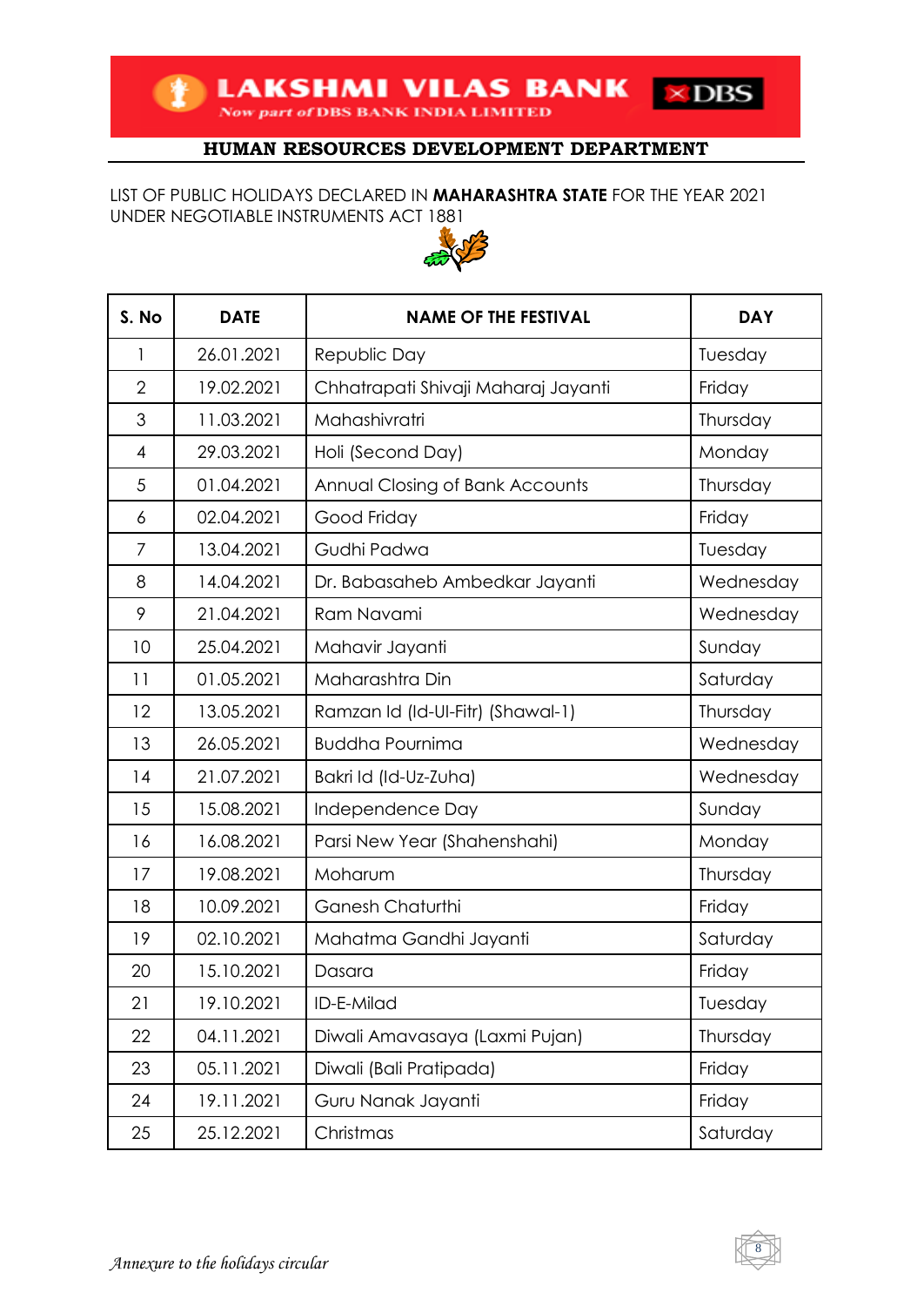# LAKSHMI VILAS BANK

Now part of DBS BANK INDIA LIMITED

## HUMAN RESOURCES DEVELOPMENT DEPARTMENT

LIST OF PUBLIC HOLIDAYS DECLARED IN **MAHARASHTRA STATE** FOR THE YEAR 2021 UNDER NEGOTIABLE INSTRUMENTS ACT 1881

| S. No | DATE | NAME OF THE FESTIVAL | DAY |
|---|---|---|---|
| 1 | 26.01.2021 | Republic Day | Tuesday |
| 2 | 19.02.2021 | Chhatrapati Shivaji Maharaj Jayanti | Friday |
| 3 | 11.03.2021 | Mahashivratri | Thursday |
| 4 | 29.03.2021 | Holi (Second Day) | Monday |
| 5 | 01.04.2021 | Annual Closing of Bank Accounts | Thursday |
| 6 | 02.04.2021 | Good Friday | Friday |
| 7 | 13.04.2021 | Gudhi Padwa | Tuesday |
| 8 | 14.04.2021 | Dr. Babasaheb Ambedkar Jayanti | Wednesday |
| 9 | 21.04.2021 | Ram Navami | Wednesday |
| 10 | 25.04.2021 | Mahavir Jayanti | Sunday |
| 11 | 01.05.2021 | Maharashtra Din | Saturday |
| 12 | 13.05.2021 | Ramzan Id (Id-Ul-Fitr) (Shawal-1) | Thursday |
| 13 | 26.05.2021 | Buddha Pournima | Wednesday |
| 14 | 21.07.2021 | Bakri Id (Id-Uz-Zuha) | Wednesday |
| 15 | 15.08.2021 | Independence Day | Sunday |
| 16 | 16.08.2021 | Parsi New Year (Shahenshahi) | Monday |
| 17 | 19.08.2021 | Moharum | Thursday |
| 18 | 10.09.2021 | Ganesh Chaturthi | Friday |
| 19 | 02.10.2021 | Mahatma Gandhi Jayanti | Saturday |
| 20 | 15.10.2021 | Dasara | Friday |
| 21 | 19.10.2021 | ID-E-Milad | Tuesday |
| 22 | 04.11.2021 | Diwali Amavasaya (Laxmi Pujan) | Thursday |
| 23 | 05.11.2021 | Diwali (Bali Pratipada) | Friday |
| 24 | 19.11.2021 | Guru Nanak Jayanti | Friday |
| 25 | 25.12.2021 | Christmas | Saturday |

*Annexure to the holidays circular*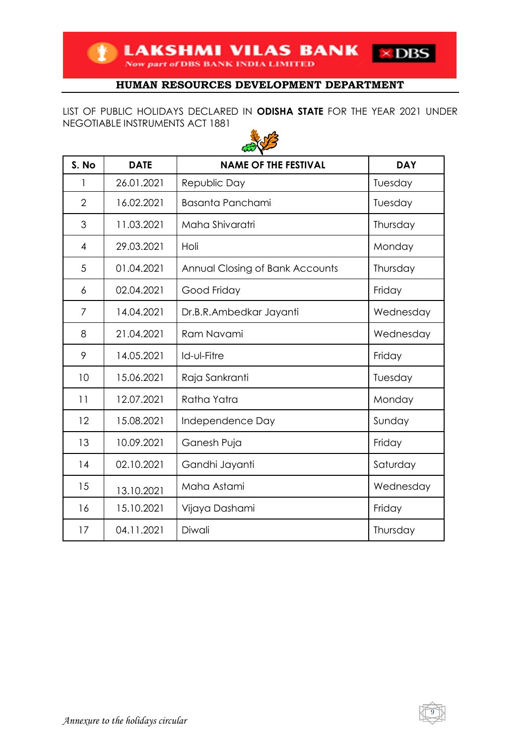**LAKSHMI VILAS BANK**
*Now part of DBS BANK INDIA LIMITED*

## HUMAN RESOURCES DEVELOPMENT DEPARTMENT

LIST OF PUBLIC HOLIDAYS DECLARED IN **ODISHA STATE** FOR THE YEAR 2021 UNDER NEGOTIABLE INSTRUMENTS ACT 1881

| S. No | DATE | NAME OF THE FESTIVAL | DAY |
|---|---|---|---|
| 1 | 26.01.2021 | Republic Day | Tuesday |
| 2 | 16.02.2021 | Basanta Panchami | Tuesday |
| 3 | 11.03.2021 | Maha Shivaratri | Thursday |
| 4 | 29.03.2021 | Holi | Monday |
| 5 | 01.04.2021 | Annual Closing of Bank Accounts | Thursday |
| 6 | 02.04.2021 | Good Friday | Friday |
| 7 | 14.04.2021 | Dr.B.R.Ambedkar Jayanti | Wednesday |
| 8 | 21.04.2021 | Ram Navami | Wednesday |
| 9 | 14.05.2021 | Id-ul-Fitre | Friday |
| 10 | 15.06.2021 | Raja Sankranti | Tuesday |
| 11 | 12.07.2021 | Ratha Yatra | Monday |
| 12 | 15.08.2021 | Independence Day | Sunday |
| 13 | 10.09.2021 | Ganesh Puja | Friday |
| 14 | 02.10.2021 | Gandhi Jayanti | Saturday |
| 15 | 13.10.2021 | Maha Astami | Wednesday |
| 16 | 15.10.2021 | Vijaya Dashami | Friday |
| 17 | 04.11.2021 | Diwali | Thursday |

*Annexure to the holidays circular*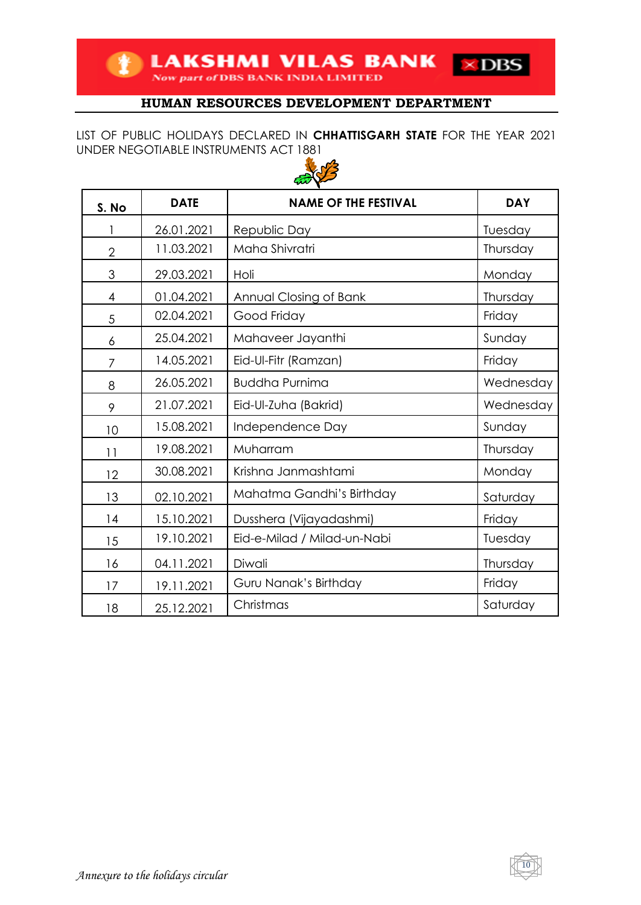**LAKSHMI VILAS BANK** — Now part of DBS BANK INDIA LIMITED

## HUMAN RESOURCES DEVELOPMENT DEPARTMENT

LIST OF PUBLIC HOLIDAYS DECLARED IN **CHHATTISGARH STATE** FOR THE YEAR 2021 UNDER NEGOTIABLE INSTRUMENTS ACT 1881

| S. No | DATE | NAME OF THE FESTIVAL | DAY |
|---|---|---|---|
| 1 | 26.01.2021 | Republic Day | Tuesday |
| 2 | 11.03.2021 | Maha Shivratri | Thursday |
| 3 | 29.03.2021 | Holi | Monday |
| 4 | 01.04.2021 | Annual Closing of Bank | Thursday |
| 5 | 02.04.2021 | Good Friday | Friday |
| 6 | 25.04.2021 | Mahaveer Jayanthi | Sunday |
| 7 | 14.05.2021 | Eid-Ul-Fitr (Ramzan) | Friday |
| 8 | 26.05.2021 | Buddha Purnima | Wednesday |
| 9 | 21.07.2021 | Eid-Ul-Zuha (Bakrid) | Wednesday |
| 10 | 15.08.2021 | Independence Day | Sunday |
| 11 | 19.08.2021 | Muharram | Thursday |
| 12 | 30.08.2021 | Krishna Janmashtami | Monday |
| 13 | 02.10.2021 | Mahatma Gandhi's Birthday | Saturday |
| 14 | 15.10.2021 | Dusshera (Vijayadashmi) | Friday |
| 15 | 19.10.2021 | Eid-e-Milad / Milad-un-Nabi | Tuesday |
| 16 | 04.11.2021 | Diwali | Thursday |
| 17 | 19.11.2021 | Guru Nanak's Birthday | Friday |
| 18 | 25.12.2021 | Christmas | Saturday |

*Annexure to the holidays circular*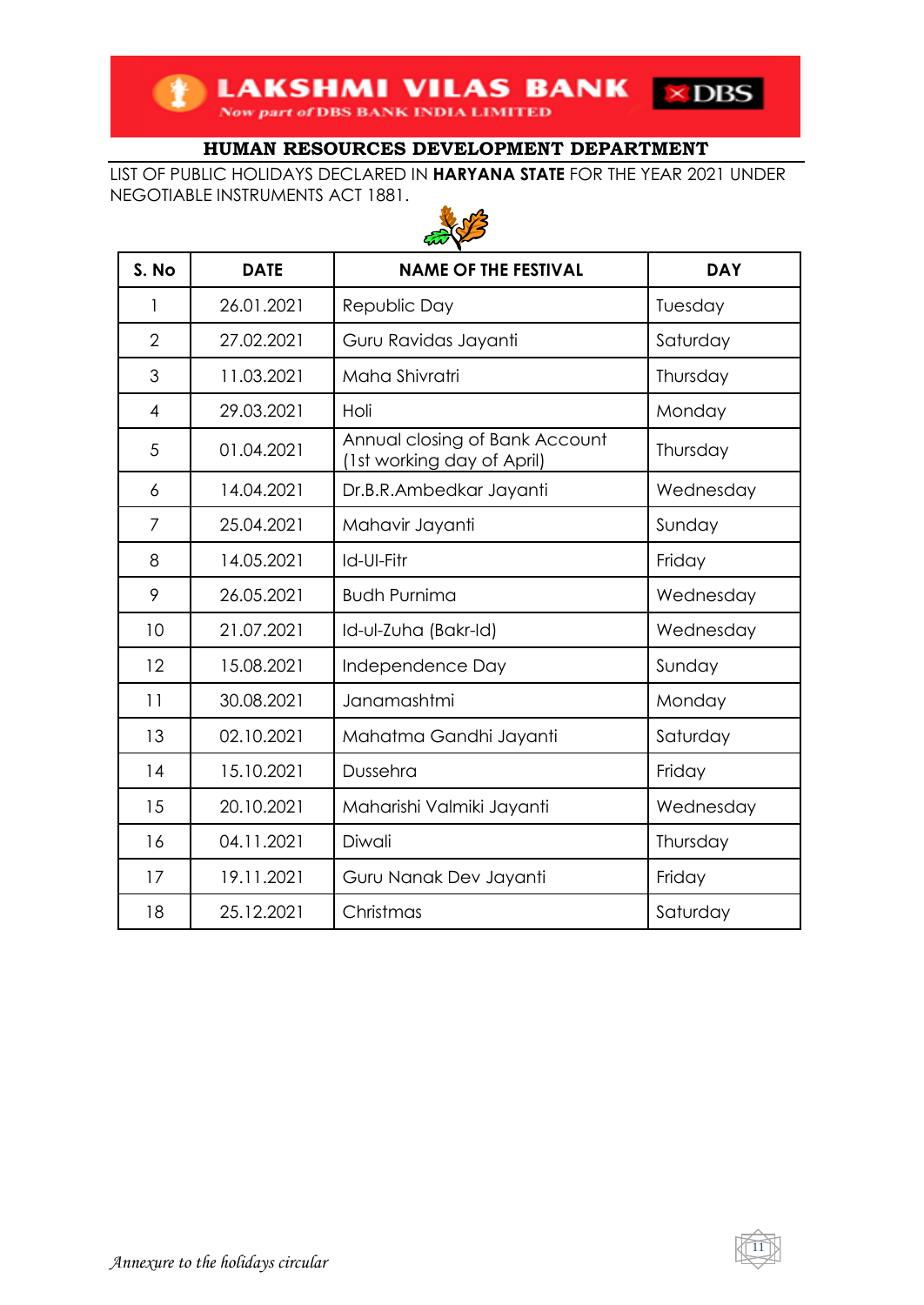**LAKSHMI VILAS BANK**
*Now part of* DBS BANK INDIA LIMITED

DBS

## HUMAN RESOURCES DEVELOPMENT DEPARTMENT

LIST OF PUBLIC HOLIDAYS DECLARED IN **HARYANA STATE** FOR THE YEAR 2021 UNDER NEGOTIABLE INSTRUMENTS ACT 1881.

| S. No | DATE | NAME OF THE FESTIVAL | DAY |
|---|---|---|---|
| 1 | 26.01.2021 | Republic Day | Tuesday |
| 2 | 27.02.2021 | Guru Ravidas Jayanti | Saturday |
| 3 | 11.03.2021 | Maha Shivratri | Thursday |
| 4 | 29.03.2021 | Holi | Monday |
| 5 | 01.04.2021 | Annual closing of Bank Account (1st working day of April) | Thursday |
| 6 | 14.04.2021 | Dr.B.R.Ambedkar Jayanti | Wednesday |
| 7 | 25.04.2021 | Mahavir Jayanti | Sunday |
| 8 | 14.05.2021 | Id-Ul-Fitr | Friday |
| 9 | 26.05.2021 | Budh Purnima | Wednesday |
| 10 | 21.07.2021 | Id-ul-Zuha (Bakr-Id) | Wednesday |
| 12 | 15.08.2021 | Independence Day | Sunday |
| 11 | 30.08.2021 | Janamashtmi | Monday |
| 13 | 02.10.2021 | Mahatma Gandhi Jayanti | Saturday |
| 14 | 15.10.2021 | Dussehra | Friday |
| 15 | 20.10.2021 | Maharishi Valmiki Jayanti | Wednesday |
| 16 | 04.11.2021 | Diwali | Thursday |
| 17 | 19.11.2021 | Guru Nanak Dev Jayanti | Friday |
| 18 | 25.12.2021 | Christmas | Saturday |

*Annexure to the holidays circular*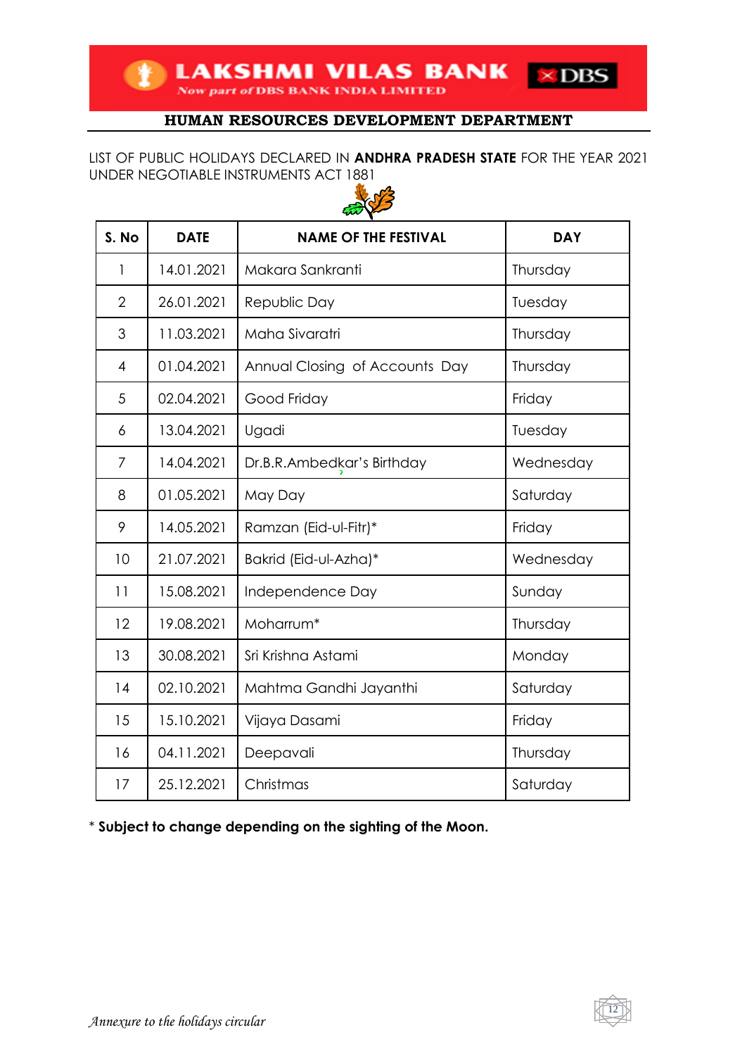**LAKSHMI VILAS BANK**
*Now part of* DBS BANK INDIA LIMITED

## HUMAN RESOURCES DEVELOPMENT DEPARTMENT

LIST OF PUBLIC HOLIDAYS DECLARED IN **ANDHRA PRADESH STATE** FOR THE YEAR 2021 UNDER NEGOTIABLE INSTRUMENTS ACT 1881

| S. No | DATE | NAME OF THE FESTIVAL | DAY |
|---|---|---|---|
| 1 | 14.01.2021 | Makara Sankranti | Thursday |
| 2 | 26.01.2021 | Republic Day | Tuesday |
| 3 | 11.03.2021 | Maha Sivaratri | Thursday |
| 4 | 01.04.2021 | Annual Closing of Accounts Day | Thursday |
| 5 | 02.04.2021 | Good Friday | Friday |
| 6 | 13.04.2021 | Ugadi | Tuesday |
| 7 | 14.04.2021 | Dr.B.R.Ambedkar's Birthday | Wednesday |
| 8 | 01.05.2021 | May Day | Saturday |
| 9 | 14.05.2021 | Ramzan (Eid-ul-Fitr)* | Friday |
| 10 | 21.07.2021 | Bakrid (Eid-ul-Azha)* | Wednesday |
| 11 | 15.08.2021 | Independence Day | Sunday |
| 12 | 19.08.2021 | Moharrum* | Thursday |
| 13 | 30.08.2021 | Sri Krishna Astami | Monday |
| 14 | 02.10.2021 | Mahtma Gandhi Jayanthi | Saturday |
| 15 | 15.10.2021 | Vijaya Dasami | Friday |
| 16 | 04.11.2021 | Deepavali | Thursday |
| 17 | 25.12.2021 | Christmas | Saturday |

\* **Subject to change depending on the sighting of the Moon.**

*Annexure to the holidays circular*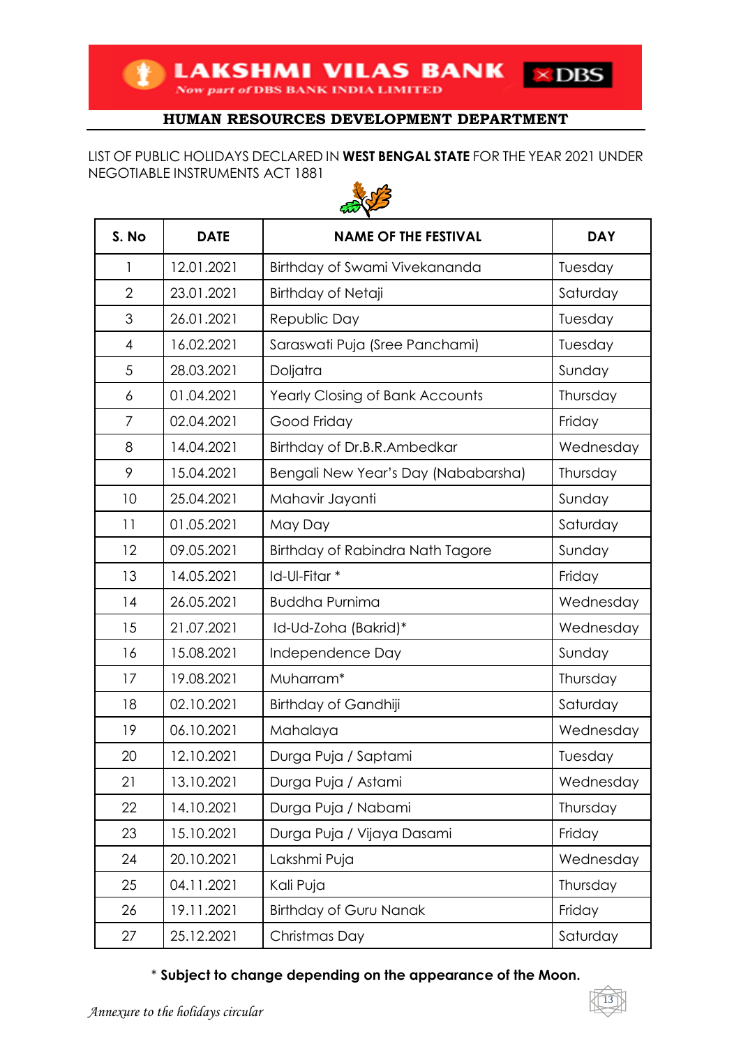**LAKSHMI VILAS BANK**
*Now part of* DBS BANK INDIA LIMITED

## HUMAN RESOURCES DEVELOPMENT DEPARTMENT

LIST OF PUBLIC HOLIDAYS DECLARED IN **WEST BENGAL STATE** FOR THE YEAR 2021 UNDER NEGOTIABLE INSTRUMENTS ACT 1881

| S. No | DATE | NAME OF THE FESTIVAL | DAY |
|---|---|---|---|
| 1 | 12.01.2021 | Birthday of Swami Vivekananda | Tuesday |
| 2 | 23.01.2021 | Birthday of Netaji | Saturday |
| 3 | 26.01.2021 | Republic Day | Tuesday |
| 4 | 16.02.2021 | Saraswati Puja (Sree Panchami) | Tuesday |
| 5 | 28.03.2021 | Doljatra | Sunday |
| 6 | 01.04.2021 | Yearly Closing of Bank Accounts | Thursday |
| 7 | 02.04.2021 | Good Friday | Friday |
| 8 | 14.04.2021 | Birthday of Dr.B.R.Ambedkar | Wednesday |
| 9 | 15.04.2021 | Bengali New Year's Day (Nababarsha) | Thursday |
| 10 | 25.04.2021 | Mahavir Jayanti | Sunday |
| 11 | 01.05.2021 | May Day | Saturday |
| 12 | 09.05.2021 | Birthday of Rabindra Nath Tagore | Sunday |
| 13 | 14.05.2021 | Id-Ul-Fitar * | Friday |
| 14 | 26.05.2021 | Buddha Purnima | Wednesday |
| 15 | 21.07.2021 | Id-Ud-Zoha (Bakrid)* | Wednesday |
| 16 | 15.08.2021 | Independence Day | Sunday |
| 17 | 19.08.2021 | Muharram* | Thursday |
| 18 | 02.10.2021 | Birthday of Gandhiji | Saturday |
| 19 | 06.10.2021 | Mahalaya | Wednesday |
| 20 | 12.10.2021 | Durga Puja / Saptami | Tuesday |
| 21 | 13.10.2021 | Durga Puja / Astami | Wednesday |
| 22 | 14.10.2021 | Durga Puja / Nabami | Thursday |
| 23 | 15.10.2021 | Durga Puja / Vijaya Dasami | Friday |
| 24 | 20.10.2021 | Lakshmi Puja | Wednesday |
| 25 | 04.11.2021 | Kali Puja | Thursday |
| 26 | 19.11.2021 | Birthday of Guru Nanak | Friday |
| 27 | 25.12.2021 | Christmas Day | Saturday |

\* **Subject to change depending on the appearance of the Moon.**

*Annexure to the holidays circular*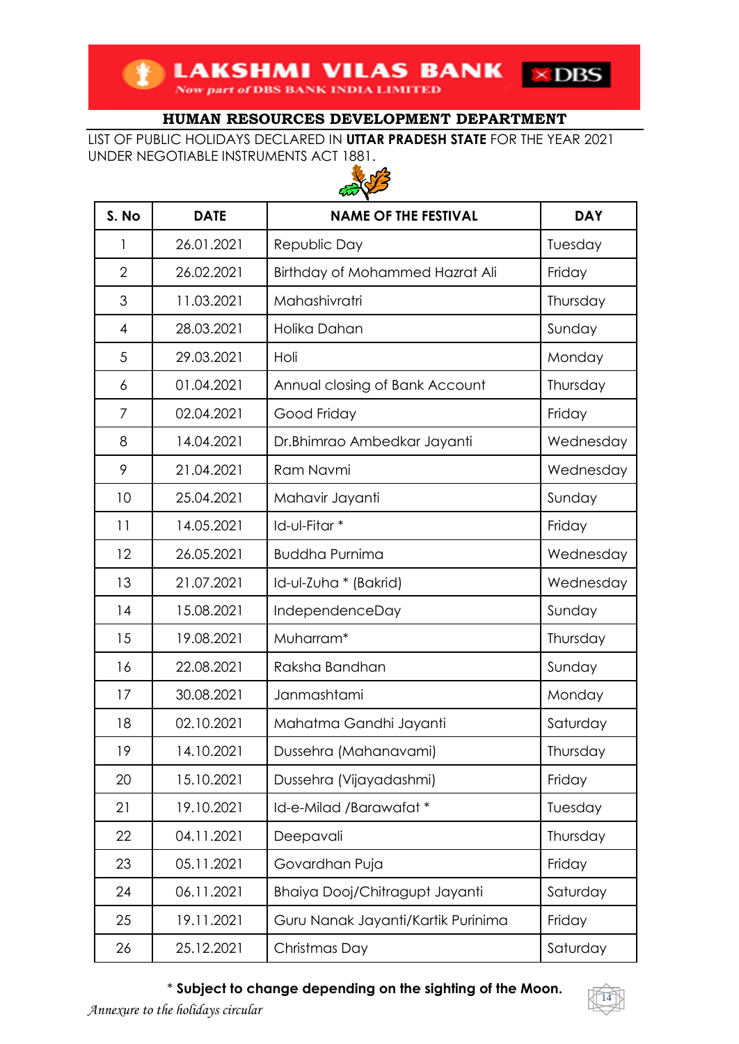# LAKSHMI VILAS BANK

*Now part of DBS BANK INDIA LIMITED*

## HUMAN RESOURCES DEVELOPMENT DEPARTMENT

LIST OF PUBLIC HOLIDAYS DECLARED IN **UTTAR PRADESH STATE** FOR THE YEAR 2021 UNDER NEGOTIABLE INSTRUMENTS ACT 1881.

| S. No | DATE | NAME OF THE FESTIVAL | DAY |
|---|---|---|---|
| 1 | 26.01.2021 | Republic Day | Tuesday |
| 2 | 26.02.2021 | Birthday of Mohammed Hazrat Ali | Friday |
| 3 | 11.03.2021 | Mahashivratri | Thursday |
| 4 | 28.03.2021 | Holika Dahan | Sunday |
| 5 | 29.03.2021 | Holi | Monday |
| 6 | 01.04.2021 | Annual closing of Bank Account | Thursday |
| 7 | 02.04.2021 | Good Friday | Friday |
| 8 | 14.04.2021 | Dr.Bhimrao Ambedkar Jayanti | Wednesday |
| 9 | 21.04.2021 | Ram Navmi | Wednesday |
| 10 | 25.04.2021 | Mahavir Jayanti | Sunday |
| 11 | 14.05.2021 | Id-ul-Fitar * | Friday |
| 12 | 26.05.2021 | Buddha Purnima | Wednesday |
| 13 | 21.07.2021 | Id-ul-Zuha * (Bakrid) | Wednesday |
| 14 | 15.08.2021 | IndependenceDay | Sunday |
| 15 | 19.08.2021 | Muharram* | Thursday |
| 16 | 22.08.2021 | Raksha Bandhan | Sunday |
| 17 | 30.08.2021 | Janmashtami | Monday |
| 18 | 02.10.2021 | Mahatma Gandhi Jayanti | Saturday |
| 19 | 14.10.2021 | Dussehra (Mahanavami) | Thursday |
| 20 | 15.10.2021 | Dussehra (Vijayadashmi) | Friday |
| 21 | 19.10.2021 | Id-e-Milad /Barawafat * | Tuesday |
| 22 | 04.11.2021 | Deepavali | Thursday |
| 23 | 05.11.2021 | Govardhan Puja | Friday |
| 24 | 06.11.2021 | Bhaiya Dooj/Chitragupt Jayanti | Saturday |
| 25 | 19.11.2021 | Guru Nanak Jayanti/Kartik Purinima | Friday |
| 26 | 25.12.2021 | Christmas Day | Saturday |

\* **Subject to change depending on the sighting of the Moon.**

*Annexure to the holidays circular*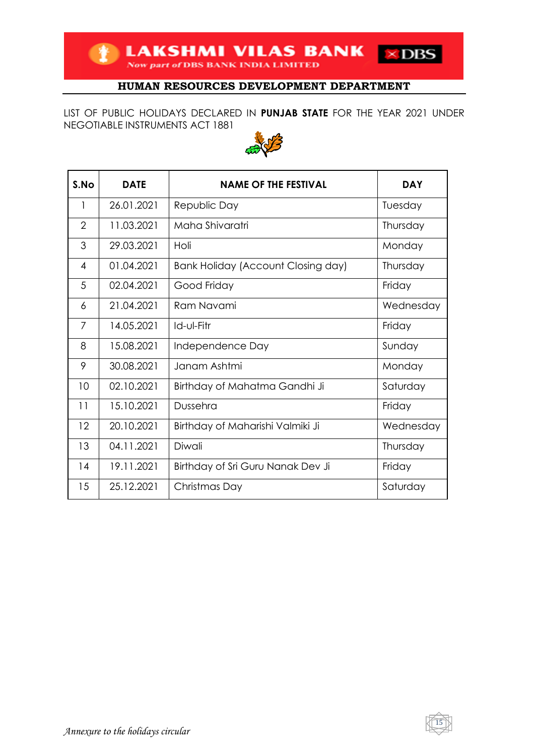**HUMAN RESOURCES DEVELOPMENT DEPARTMENT**

LIST OF PUBLIC HOLIDAYS DECLARED IN **PUNJAB STATE** FOR THE YEAR 2021 UNDER NEGOTIABLE INSTRUMENTS ACT 1881

| S.No | DATE | NAME OF THE FESTIVAL | DAY |
|---|---|---|---|
| 1 | 26.01.2021 | Republic Day | Tuesday |
| 2 | 11.03.2021 | Maha Shivaratri | Thursday |
| 3 | 29.03.2021 | Holi | Monday |
| 4 | 01.04.2021 | Bank Holiday (Account Closing day) | Thursday |
| 5 | 02.04.2021 | Good Friday | Friday |
| 6 | 21.04.2021 | Ram Navami | Wednesday |
| 7 | 14.05.2021 | Id-ul-Fitr | Friday |
| 8 | 15.08.2021 | Independence Day | Sunday |
| 9 | 30.08.2021 | Janam Ashtmi | Monday |
| 10 | 02.10.2021 | Birthday of Mahatma Gandhi Ji | Saturday |
| 11 | 15.10.2021 | Dussehra | Friday |
| 12 | 20.10.2021 | Birthday of Maharishi Valmiki Ji | Wednesday |
| 13 | 04.11.2021 | Diwali | Thursday |
| 14 | 19.11.2021 | Birthday of Sri Guru Nanak Dev Ji | Friday |
| 15 | 25.12.2021 | Christmas Day | Saturday |